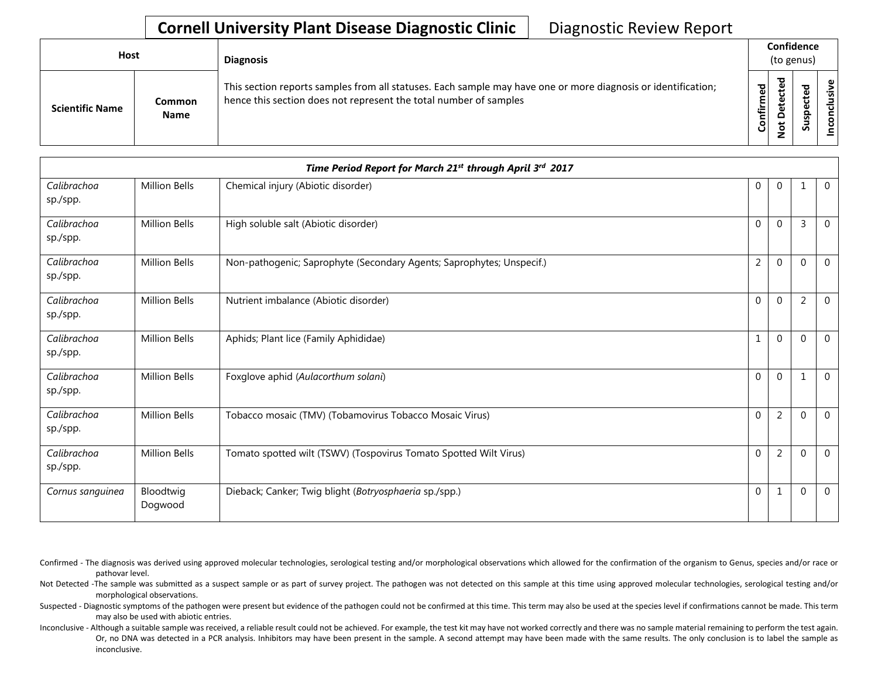# Cornell University Plant Disease Diagnostic Clinic

Diagnostic Review Report

| Host | | Diagnosis | Confidence (to genus) | | | |
|---|---|---|---|---|---|---|
| **Scientific Name** | **Common Name** | This section reports samples from all statuses. Each sample may have one or more diagnosis or identification; hence this section does not represent the total number of samples | **Confirmed** | **Not Detected** | **Suspected** | **Inconclusive** |
| ***Time Period Report for March 21st through April 3rd 2017*** | | | | | | |
| *Calibrachoa* sp./spp. | Million Bells | Chemical injury (Abiotic disorder) | 0 | 0 | 1 | 0 |
| *Calibrachoa* sp./spp. | Million Bells | High soluble salt (Abiotic disorder) | 0 | 0 | 3 | 0 |
| *Calibrachoa* sp./spp. | Million Bells | Non-pathogenic; Saprophyte (Secondary Agents; Saprophytes; Unspecif.) | 2 | 0 | 0 | 0 |
| *Calibrachoa* sp./spp. | Million Bells | Nutrient imbalance (Abiotic disorder) | 0 | 0 | 2 | 0 |
| *Calibrachoa* sp./spp. | Million Bells | Aphids; Plant lice (Family Aphididae) | 1 | 0 | 0 | 0 |
| *Calibrachoa* sp./spp. | Million Bells | Foxglove aphid (*Aulacorthum solani*) | 0 | 0 | 1 | 0 |
| *Calibrachoa* sp./spp. | Million Bells | Tobacco mosaic (TMV) (Tobamovirus Tobacco Mosaic Virus) | 0 | 2 | 0 | 0 |
| *Calibrachoa* sp./spp. | Million Bells | Tomato spotted wilt (TSWV) (Tospovirus Tomato Spotted Wilt Virus) | 0 | 2 | 0 | 0 |
| *Cornus sanguinea* | Bloodtwig Dogwood | Dieback; Canker; Twig blight (*Botryosphaeria* sp./spp.) | 0 | 1 | 0 | 0 |

Confirmed - The diagnosis was derived using approved molecular technologies, serological testing and/or morphological observations which allowed for the confirmation of the organism to Genus, species and/or race or pathovar level.

Not Detected -The sample was submitted as a suspect sample or as part of survey project. The pathogen was not detected on this sample at this time using approved molecular technologies, serological testing and/or morphological observations.

Suspected - Diagnostic symptoms of the pathogen were present but evidence of the pathogen could not be confirmed at this time. This term may also be used at the species level if confirmations cannot be made. This term may also be used with abiotic entries.

Inconclusive - Although a suitable sample was received, a reliable result could not be achieved. For example, the test kit may have not worked correctly and there was no sample material remaining to perform the test again. Or, no DNA was detected in a PCR analysis. Inhibitors may have been present in the sample. A second attempt may have been made with the same results. The only conclusion is to label the sample as inconclusive.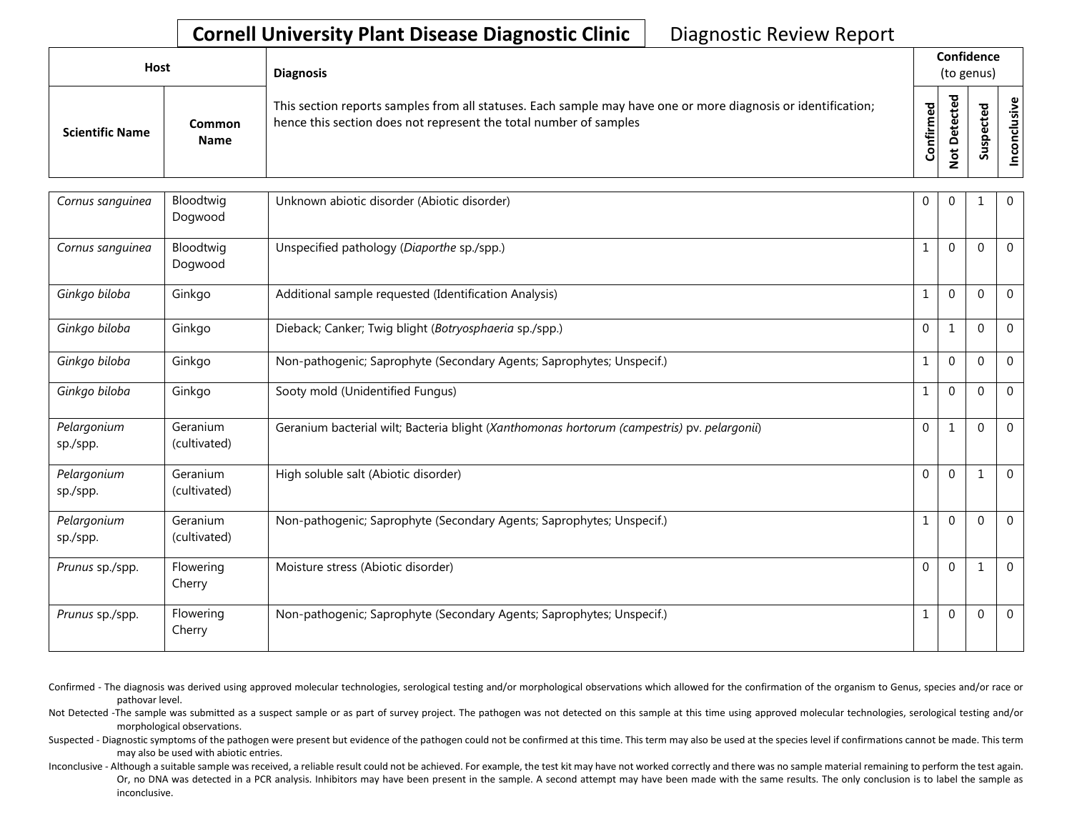# Cornell University Plant Disease Diagnostic Clinic

Diagnostic Review Report

| Host | | Diagnosis | Confidence (to genus) | | | |
|---|---|---|---|---|---|---|
| **Scientific Name** | **Common Name** | This section reports samples from all statuses. Each sample may have one or more diagnosis or identification; hence this section does not represent the total number of samples | **Confirmed** | **Not Detected** | **Suspected** | **Inconclusive** |
| *Cornus sanguinea* | Bloodtwig Dogwood | Unknown abiotic disorder (Abiotic disorder) | 0 | 0 | 1 | 0 |
| *Cornus sanguinea* | Bloodtwig Dogwood | Unspecified pathology (*Diaporthe* sp./spp.) | 1 | 0 | 0 | 0 |
| *Ginkgo biloba* | Ginkgo | Additional sample requested (Identification Analysis) | 1 | 0 | 0 | 0 |
| *Ginkgo biloba* | Ginkgo | Dieback; Canker; Twig blight (*Botryosphaeria* sp./spp.) | 0 | 1 | 0 | 0 |
| *Ginkgo biloba* | Ginkgo | Non-pathogenic; Saprophyte (Secondary Agents; Saprophytes; Unspecif.) | 1 | 0 | 0 | 0 |
| *Ginkgo biloba* | Ginkgo | Sooty mold (Unidentified Fungus) | 1 | 0 | 0 | 0 |
| *Pelargonium* sp./spp. | Geranium (cultivated) | Geranium bacterial wilt; Bacteria blight (*Xanthomonas hortorum (campestris)* pv. *pelargonii*) | 0 | 1 | 0 | 0 |
| *Pelargonium* sp./spp. | Geranium (cultivated) | High soluble salt (Abiotic disorder) | 0 | 0 | 1 | 0 |
| *Pelargonium* sp./spp. | Geranium (cultivated) | Non-pathogenic; Saprophyte (Secondary Agents; Saprophytes; Unspecif.) | 1 | 0 | 0 | 0 |
| *Prunus* sp./spp. | Flowering Cherry | Moisture stress (Abiotic disorder) | 0 | 0 | 1 | 0 |
| *Prunus* sp./spp. | Flowering Cherry | Non-pathogenic; Saprophyte (Secondary Agents; Saprophytes; Unspecif.) | 1 | 0 | 0 | 0 |

Confirmed - The diagnosis was derived using approved molecular technologies, serological testing and/or morphological observations which allowed for the confirmation of the organism to Genus, species and/or race or pathovar level.

Not Detected -The sample was submitted as a suspect sample or as part of survey project. The pathogen was not detected on this sample at this time using approved molecular technologies, serological testing and/or morphological observations.

Suspected - Diagnostic symptoms of the pathogen were present but evidence of the pathogen could not be confirmed at this time. This term may also be used at the species level if confirmations cannot be made. This term may also be used with abiotic entries.

Inconclusive - Although a suitable sample was received, a reliable result could not be achieved. For example, the test kit may have not worked correctly and there was no sample material remaining to perform the test again. Or, no DNA was detected in a PCR analysis. Inhibitors may have been present in the sample. A second attempt may have been made with the same results. The only conclusion is to label the sample as inconclusive.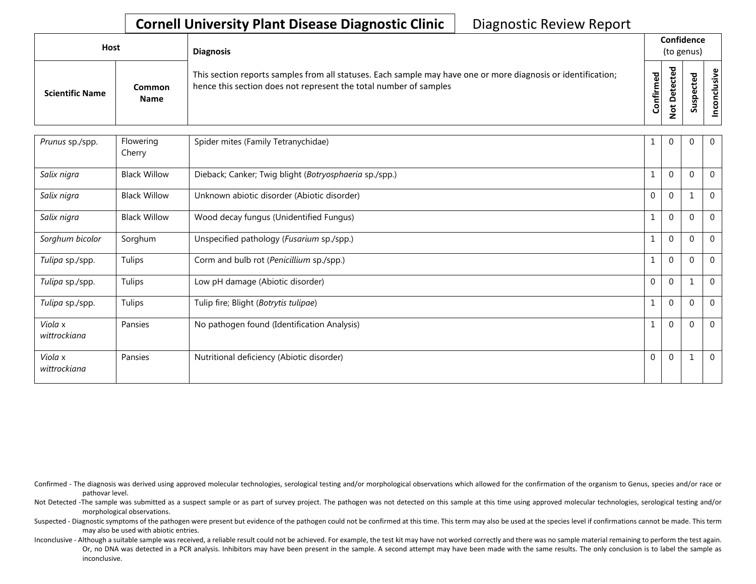**Cornell University Plant Disease Diagnostic Clinic** Diagnostic Review Report

| Host | | Diagnosis | Confidence (to genus) | | | |
|---|---|---|---|---|---|---|
| Scientific Name | Common Name | This section reports samples from all statuses. Each sample may have one or more diagnosis or identification; hence this section does not represent the total number of samples | Confirmed | Not Detected | Suspected | Inconclusive |
| *Prunus* sp./spp. | Flowering Cherry | Spider mites (Family Tetranychidae) | 1 | 0 | 0 | 0 |
| *Salix nigra* | Black Willow | Dieback; Canker; Twig blight (*Botryosphaeria* sp./spp.) | 1 | 0 | 0 | 0 |
| *Salix nigra* | Black Willow | Unknown abiotic disorder (Abiotic disorder) | 0 | 0 | 1 | 0 |
| *Salix nigra* | Black Willow | Wood decay fungus (Unidentified Fungus) | 1 | 0 | 0 | 0 |
| *Sorghum bicolor* | Sorghum | Unspecified pathology (*Fusarium* sp./spp.) | 1 | 0 | 0 | 0 |
| *Tulipa* sp./spp. | Tulips | Corm and bulb rot (*Penicillium* sp./spp.) | 1 | 0 | 0 | 0 |
| *Tulipa* sp./spp. | Tulips | Low pH damage (Abiotic disorder) | 0 | 0 | 1 | 0 |
| *Tulipa* sp./spp. | Tulips | Tulip fire; Blight (*Botrytis tulipae*) | 1 | 0 | 0 | 0 |
| *Viola* x *wittrockiana* | Pansies | No pathogen found (Identification Analysis) | 1 | 0 | 0 | 0 |
| *Viola* x *wittrockiana* | Pansies | Nutritional deficiency (Abiotic disorder) | 0 | 0 | 1 | 0 |

Confirmed - The diagnosis was derived using approved molecular technologies, serological testing and/or morphological observations which allowed for the confirmation of the organism to Genus, species and/or race or pathovar level.

Not Detected -The sample was submitted as a suspect sample or as part of survey project. The pathogen was not detected on this sample at this time using approved molecular technologies, serological testing and/or morphological observations.

Suspected - Diagnostic symptoms of the pathogen were present but evidence of the pathogen could not be confirmed at this time. This term may also be used at the species level if confirmations cannot be made. This term may also be used with abiotic entries.

Inconclusive - Although a suitable sample was received, a reliable result could not be achieved. For example, the test kit may have not worked correctly and there was no sample material remaining to perform the test again. Or, no DNA was detected in a PCR analysis. Inhibitors may have been present in the sample. A second attempt may have been made with the same results. The only conclusion is to label the sample as inconclusive.